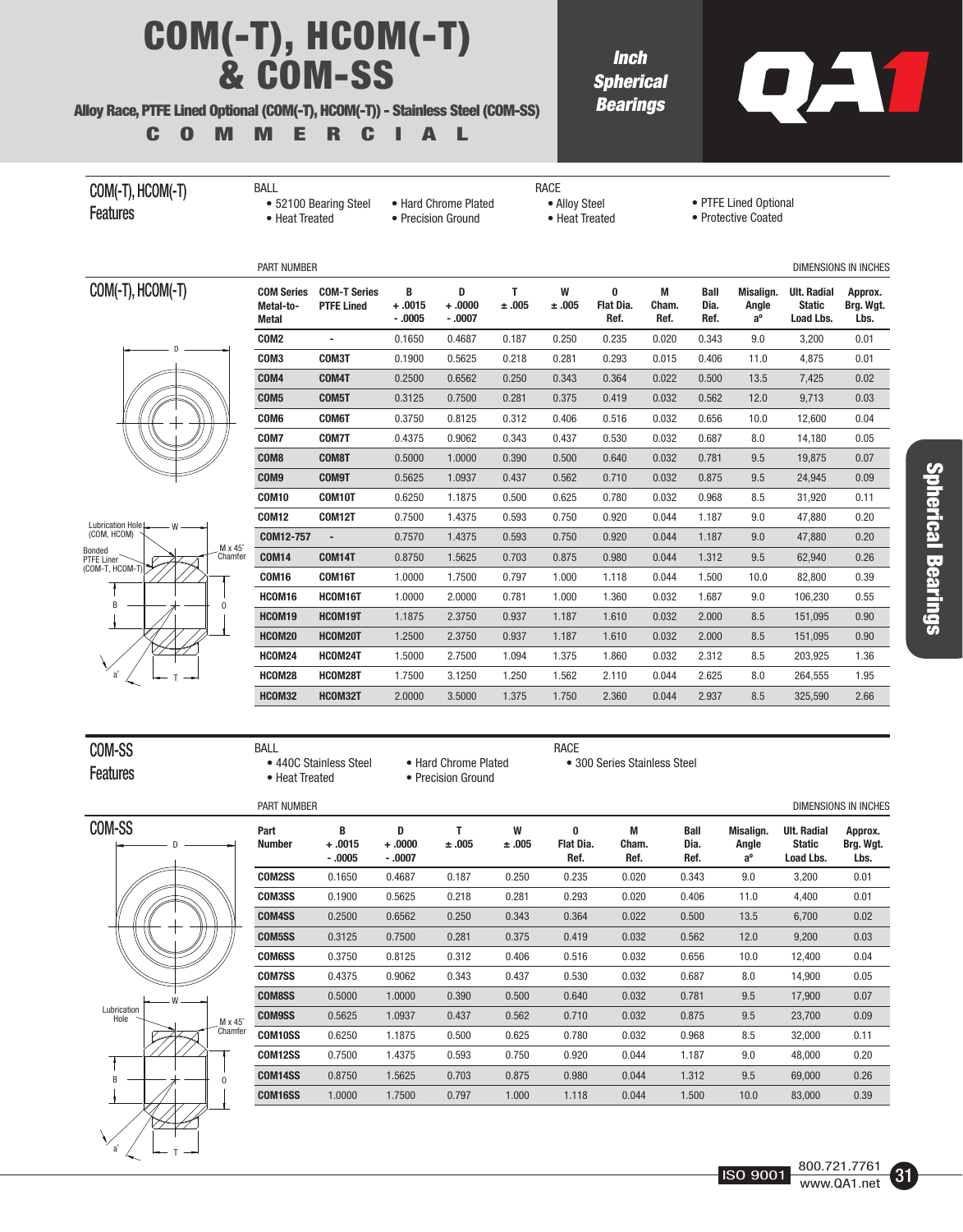# COM(-T), HCOM(-T) & COM-SS

**Alloy Race, PTFE Lined Optional (COM(-T), HCOM(-T)) - Stainless Steel (COM-SS)**

**COMMERCIAL**

***Inch Spherical Bearings***

## COM(-T), HCOM(-T) Features

BALL
- 52100 Bearing Steel
- Heat Treated
- Hard Chrome Plated
- Precision Ground

RACE
- Alloy Steel
- Heat Treated
- PTFE Lined Optional
- Protective Coated

## COM(-T), HCOM(-T)

PART NUMBER — DIMENSIONS IN INCHES

| COM Series Metal-to-Metal | COM-T Series PTFE Lined | B +.0015 -.0005 | D +.0000 -.0007 | T ±.005 | W ±.005 | O Flat Dia. Ref. | M Cham. Ref. | Ball Dia. Ref. | Misalign. Angle a° | Ult. Radial Static Load Lbs. | Approx. Brg. Wgt. Lbs. |
|---|---|---|---|---|---|---|---|---|---|---|---|
| COM2 | - | 0.1650 | 0.4687 | 0.187 | 0.250 | 0.235 | 0.020 | 0.343 | 9.0 | 3,200 | 0.01 |
| COM3 | COM3T | 0.1900 | 0.5625 | 0.218 | 0.281 | 0.293 | 0.015 | 0.406 | 11.0 | 4,875 | 0.01 |
| COM4 | COM4T | 0.2500 | 0.6562 | 0.250 | 0.343 | 0.364 | 0.022 | 0.500 | 13.5 | 7,425 | 0.02 |
| COM5 | COM5T | 0.3125 | 0.7500 | 0.281 | 0.375 | 0.419 | 0.032 | 0.562 | 12.0 | 9,713 | 0.03 |
| COM6 | COM6T | 0.3750 | 0.8125 | 0.312 | 0.406 | 0.516 | 0.032 | 0.656 | 10.0 | 12,600 | 0.04 |
| COM7 | COM7T | 0.4375 | 0.9062 | 0.343 | 0.437 | 0.530 | 0.032 | 0.687 | 8.0 | 14,180 | 0.05 |
| COM8 | COM8T | 0.5000 | 1.0000 | 0.390 | 0.500 | 0.640 | 0.032 | 0.781 | 9.5 | 19,875 | 0.07 |
| COM9 | COM9T | 0.5625 | 1.0937 | 0.437 | 0.562 | 0.710 | 0.032 | 0.875 | 9.5 | 24,945 | 0.09 |
| COM10 | COM10T | 0.6250 | 1.1875 | 0.500 | 0.625 | 0.780 | 0.032 | 0.968 | 8.5 | 31,920 | 0.11 |
| COM12 | COM12T | 0.7500 | 1.4375 | 0.593 | 0.750 | 0.920 | 0.044 | 1.187 | 9.0 | 47,880 | 0.20 |
| COM12-757 | - | 0.7570 | 1.4375 | 0.593 | 0.750 | 0.920 | 0.044 | 1.187 | 9.0 | 47,880 | 0.20 |
| COM14 | COM14T | 0.8750 | 1.5625 | 0.703 | 0.875 | 0.980 | 0.044 | 1.312 | 9.5 | 62,940 | 0.26 |
| COM16 | COM16T | 1.0000 | 1.7500 | 0.797 | 1.000 | 1.118 | 0.044 | 1.500 | 10.0 | 82,800 | 0.39 |
| HCOM16 | HCOM16T | 1.0000 | 2.0000 | 0.781 | 1.000 | 1.360 | 0.032 | 1.687 | 9.0 | 106,230 | 0.55 |
| HCOM19 | HCOM19T | 1.1875 | 2.3750 | 0.937 | 1.187 | 1.610 | 0.032 | 2.000 | 8.5 | 151,095 | 0.90 |
| HCOM20 | HCOM20T | 1.2500 | 2.3750 | 0.937 | 1.187 | 1.610 | 0.032 | 2.000 | 8.5 | 151,095 | 0.90 |
| HCOM24 | HCOM24T | 1.5000 | 2.7500 | 1.094 | 1.375 | 1.860 | 0.032 | 2.312 | 8.5 | 203,925 | 1.36 |
| HCOM28 | HCOM28T | 1.7500 | 3.1250 | 1.250 | 1.562 | 2.110 | 0.044 | 2.625 | 8.0 | 264,555 | 1.95 |
| HCOM32 | HCOM32T | 2.0000 | 3.5000 | 1.375 | 1.750 | 2.360 | 0.044 | 2.937 | 8.5 | 325,590 | 2.66 |

Lubrication Hole (COM, HCOM) — Bonded PTFE Liner (COM-T, HCOM-T) — M x 45° Chamfer

## COM-SS Features

BALL
- 440C Stainless Steel
- Heat Treated
- Hard Chrome Plated
- Precision Ground

RACE
- 300 Series Stainless Steel

## COM-SS

PART NUMBER — DIMENSIONS IN INCHES

| Part Number | B +.0015 -.0005 | D +.0000 -.0007 | T ±.005 | W ±.005 | O Flat Dia. Ref. | M Cham. Ref. | Ball Dia. Ref. | Misalign. Angle a° | Ult. Radial Static Load Lbs. | Approx. Brg. Wgt. Lbs. |
|---|---|---|---|---|---|---|---|---|---|---|
| COM2SS | 0.1650 | 0.4687 | 0.187 | 0.250 | 0.235 | 0.020 | 0.343 | 9.0 | 3,200 | 0.01 |
| COM3SS | 0.1900 | 0.5625 | 0.218 | 0.281 | 0.293 | 0.020 | 0.406 | 11.0 | 4,400 | 0.01 |
| COM4SS | 0.2500 | 0.6562 | 0.250 | 0.343 | 0.364 | 0.022 | 0.500 | 13.5 | 6,700 | 0.02 |
| COM5SS | 0.3125 | 0.7500 | 0.281 | 0.375 | 0.419 | 0.032 | 0.562 | 12.0 | 9,200 | 0.03 |
| COM6SS | 0.3750 | 0.8125 | 0.312 | 0.406 | 0.516 | 0.032 | 0.656 | 10.0 | 12,400 | 0.04 |
| COM7SS | 0.4375 | 0.9062 | 0.343 | 0.437 | 0.530 | 0.032 | 0.687 | 8.0 | 14,900 | 0.05 |
| COM8SS | 0.5000 | 1.0000 | 0.390 | 0.500 | 0.640 | 0.032 | 0.781 | 9.5 | 17,900 | 0.07 |
| COM9SS | 0.5625 | 1.0937 | 0.437 | 0.562 | 0.710 | 0.032 | 0.875 | 9.5 | 23,700 | 0.09 |
| COM10SS | 0.6250 | 1.1875 | 0.500 | 0.625 | 0.780 | 0.032 | 0.968 | 8.5 | 32,000 | 0.11 |
| COM12SS | 0.7500 | 1.4375 | 0.593 | 0.750 | 0.920 | 0.044 | 1.187 | 9.0 | 48,000 | 0.20 |
| COM14SS | 0.8750 | 1.5625 | 0.703 | 0.875 | 0.980 | 0.044 | 1.312 | 9.5 | 69,000 | 0.26 |
| COM16SS | 1.0000 | 1.7500 | 0.797 | 1.000 | 1.118 | 0.044 | 1.500 | 10.0 | 83,000 | 0.39 |

Lubrication Hole — M x 45° Chamfer

ISO 9001 — 800.721.7761 — www.QA1.net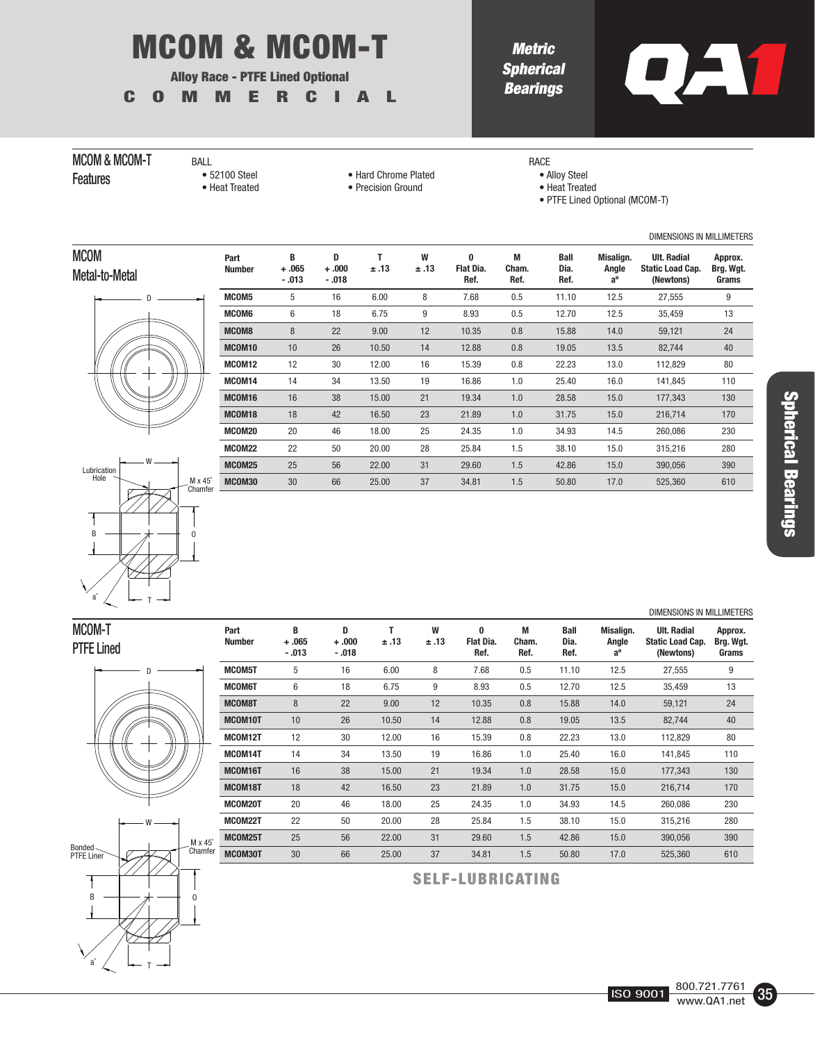# MCOM & MCOM-T

**Alloy Race - PTFE Lined Optional**

**C O M M E R C I A L**

***Metric Spherical Bearings***

## MCOM & MCOM-T Features

BALL
- 52100 Steel
- Heat Treated
- Hard Chrome Plated
- Precision Ground

RACE
- Alloy Steel
- Heat Treated
- PTFE Lined Optional (MCOM-T)

DIMENSIONS IN MILLIMETERS

## MCOM Metal-to-Metal

D

W

Lubrication Hole

M x 45° Chamfer

B

O

a°

T

| Part Number | B +.065 -.013 | D +.000 -.018 | T ±.13 | W ±.13 | O Flat Dia. Ref. | M Cham. Ref. | Ball Dia. Ref. | Misalign. Angle a° | Ult. Radial Static Load Cap. (Newtons) | Approx. Brg. Wgt. Grams |
|---|---|---|---|---|---|---|---|---|---|---|
| MCOM5 | 5 | 16 | 6.00 | 8 | 7.68 | 0.5 | 11.10 | 12.5 | 27,555 | 9 |
| MCOM6 | 6 | 18 | 6.75 | 9 | 8.93 | 0.5 | 12.70 | 12.5 | 35,459 | 13 |
| MCOM8 | 8 | 22 | 9.00 | 12 | 10.35 | 0.8 | 15.88 | 14.0 | 59,121 | 24 |
| MCOM10 | 10 | 26 | 10.50 | 14 | 12.88 | 0.8 | 19.05 | 13.5 | 82,744 | 40 |
| MCOM12 | 12 | 30 | 12.00 | 16 | 15.39 | 0.8 | 22.23 | 13.0 | 112,829 | 80 |
| MCOM14 | 14 | 34 | 13.50 | 19 | 16.86 | 1.0 | 25.40 | 16.0 | 141,845 | 110 |
| MCOM16 | 16 | 38 | 15.00 | 21 | 19.34 | 1.0 | 28.58 | 15.0 | 177,343 | 130 |
| MCOM18 | 18 | 42 | 16.50 | 23 | 21.89 | 1.0 | 31.75 | 15.0 | 216,714 | 170 |
| MCOM20 | 20 | 46 | 18.00 | 25 | 24.35 | 1.0 | 34.93 | 14.5 | 260,086 | 230 |
| MCOM22 | 22 | 50 | 20.00 | 28 | 25.84 | 1.5 | 38.10 | 15.0 | 315,216 | 280 |
| MCOM25 | 25 | 56 | 22.00 | 31 | 29.60 | 1.5 | 42.86 | 15.0 | 390,056 | 390 |
| MCOM30 | 30 | 66 | 25.00 | 37 | 34.81 | 1.5 | 50.80 | 17.0 | 525,360 | 610 |

DIMENSIONS IN MILLIMETERS

## MCOM-T PTFE Lined

D

W

Bonded PTFE Liner

M x 45° Chamfer

B

O

a°

T

| Part Number | B +.065 -.013 | D +.000 -.018 | T ±.13 | W ±.13 | O Flat Dia. Ref. | M Cham. Ref. | Ball Dia. Ref. | Misalign. Angle a° | Ult. Radial Static Load Cap. (Newtons) | Approx. Brg. Wgt. Grams |
|---|---|---|---|---|---|---|---|---|---|---|
| MCOM5T | 5 | 16 | 6.00 | 8 | 7.68 | 0.5 | 11.10 | 12.5 | 27,555 | 9 |
| MCOM6T | 6 | 18 | 6.75 | 9 | 8.93 | 0.5 | 12.70 | 12.5 | 35,459 | 13 |
| MCOM8T | 8 | 22 | 9.00 | 12 | 10.35 | 0.8 | 15.88 | 14.0 | 59,121 | 24 |
| MCOM10T | 10 | 26 | 10.50 | 14 | 12.88 | 0.8 | 19.05 | 13.5 | 82,744 | 40 |
| MCOM12T | 12 | 30 | 12.00 | 16 | 15.39 | 0.8 | 22.23 | 13.0 | 112,829 | 80 |
| MCOM14T | 14 | 34 | 13.50 | 19 | 16.86 | 1.0 | 25.40 | 16.0 | 141,845 | 110 |
| MCOM16T | 16 | 38 | 15.00 | 21 | 19.34 | 1.0 | 28.58 | 15.0 | 177,343 | 130 |
| MCOM18T | 18 | 42 | 16.50 | 23 | 21.89 | 1.0 | 31.75 | 15.0 | 216,714 | 170 |
| MCOM20T | 20 | 46 | 18.00 | 25 | 24.35 | 1.0 | 34.93 | 14.5 | 260,086 | 230 |
| MCOM22T | 22 | 50 | 20.00 | 28 | 25.84 | 1.5 | 38.10 | 15.0 | 315,216 | 280 |
| MCOM25T | 25 | 56 | 22.00 | 31 | 29.60 | 1.5 | 42.86 | 15.0 | 390,056 | 390 |
| MCOM30T | 30 | 66 | 25.00 | 37 | 34.81 | 1.5 | 50.80 | 17.0 | 525,360 | 610 |

**SELF-LUBRICATING**

ISO 9001

800.721.7761
www.QA1.net